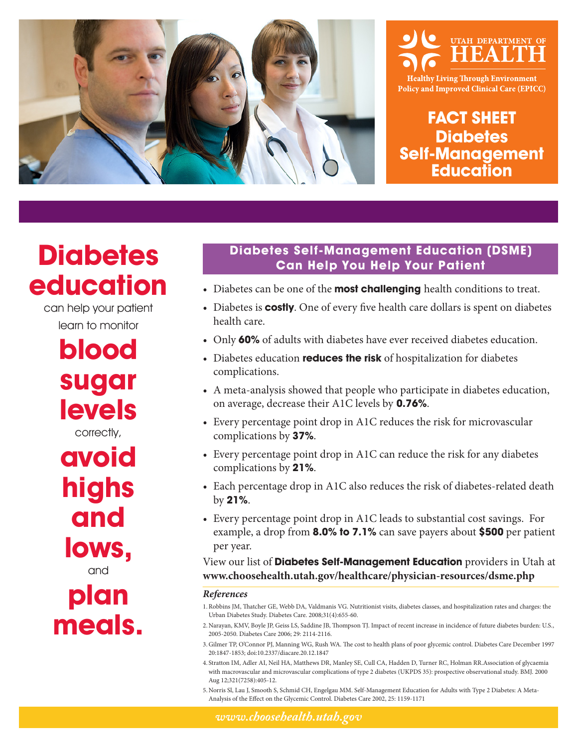UTAH DEPARTMENT OF HEALTH

Healthy Living Through Environment Policy and Improved Clinical Care (EPICC)

# FACT SHEET Diabetes Self-Management Education

**Diabetes education** can help your patient learn to monitor **blood sugar levels** correctly, **avoid highs and lows,** and **plan meals.**

## Diabetes Self-Management Education (DSME) Can Help You Help Your Patient

- Diabetes can be one of the **most challenging** health conditions to treat.
- Diabetes is **costly**. One of every five health care dollars is spent on diabetes health care.
- Only **60%** of adults with diabetes have ever received diabetes education.
- Diabetes education **reduces the risk** of hospitalization for diabetes complications.
- A meta-analysis showed that people who participate in diabetes education, on average, decrease their A1C levels by **0.76%**.
- Every percentage point drop in A1C reduces the risk for microvascular complications by **37%**.
- Every percentage point drop in A1C can reduce the risk for any diabetes complications by **21%**.
- Each percentage drop in A1C also reduces the risk of diabetes-related death by **21%**.
- Every percentage point drop in A1C leads to substantial cost savings. For example, a drop from **8.0% to 7.1%** can save payers about **$500** per patient per year.

View our list of **Diabetes Self-Management Education** providers in Utah at **www.choosehealth.utah.gov/healthcare/physician-resources/dsme.php**

### *References*

1. Robbins JM, Thatcher GE, Webb DA, Valdmanis VG. Nutritionist visits, diabetes classes, and hospitalization rates and charges: the Urban Diabetes Study. Diabetes Care. 2008;31(4):655-60.
2. Narayan, KMV, Boyle JP, Geiss LS, Saddine JB, Thompson TJ. Impact of recent increase in incidence of future diabetes burden: U.S., 2005-2050. Diabetes Care 2006; 29: 2114-2116.
3. Gilmer TP, O'Connor PJ, Manning WG, Rush WA. The cost to health plans of poor glycemic control. Diabetes Care December 1997 20:1847-1853; doi:10.2337/diacare.20.12.1847
4. Stratton IM, Adler AI, Neil HA, Matthews DR, Manley SE, Cull CA, Hadden D, Turner RC, Holman RR.Association of glycaemia with macrovascular and microvascular complications of type 2 diabetes (UKPDS 35): prospective observational study. BMJ. 2000 Aug 12;321(7258):405-12.
5. Norris Sl, Lau J, Smooth S, Schmid CH, Engelgau MM. Self-Management Education for Adults with Type 2 Diabetes: A Meta-Analysis of the Effect on the Glycemic Control. Diabetes Care 2002, 25: 1159-1171

*www.choosehealth.utah.gov*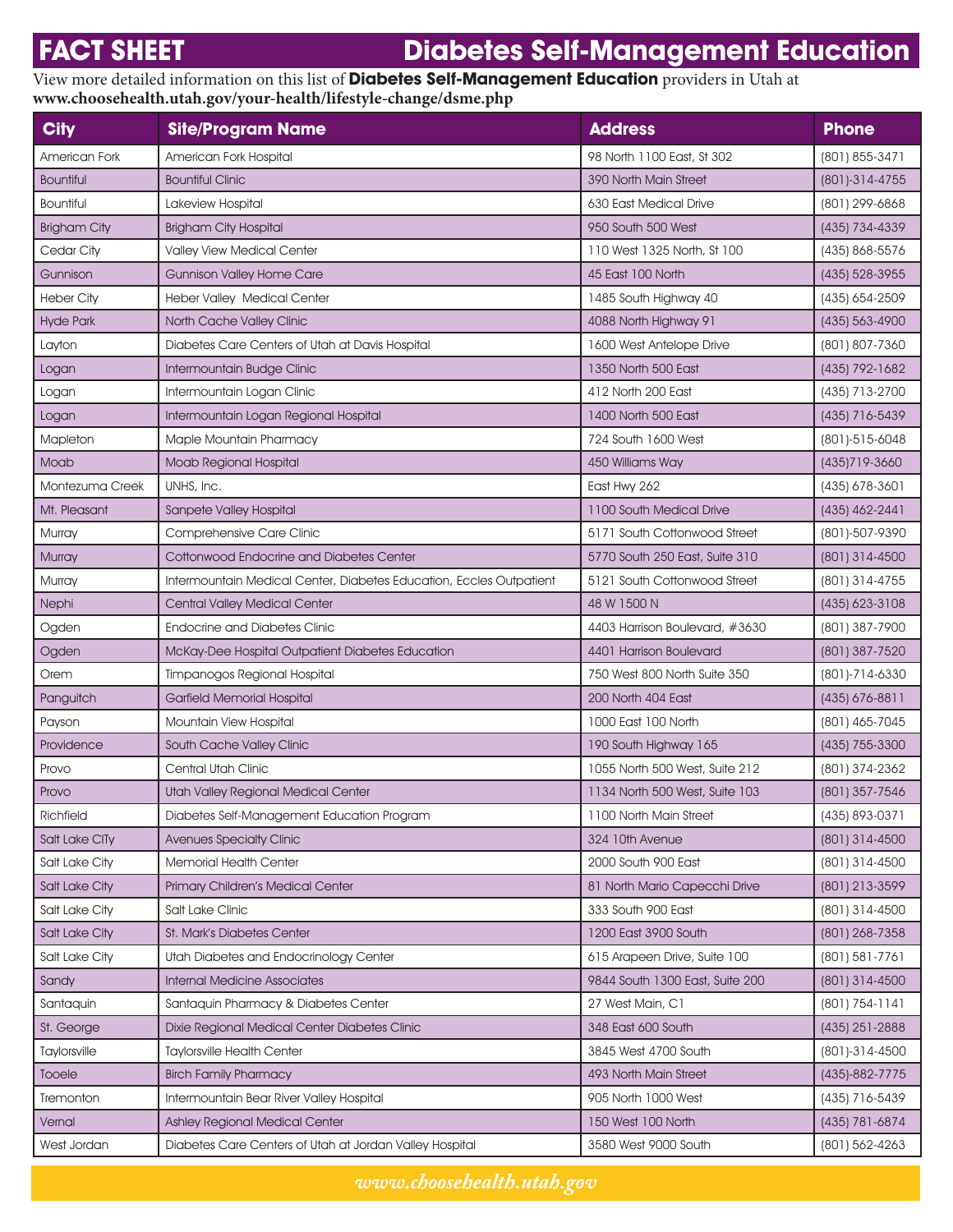# FACT SHEET — Diabetes Self-Management Education

View more detailed information on this list of **Diabetes Self-Management Education** providers in Utah at **www.choosehealth.utah.gov/your-health/lifestyle-change/dsme.php**

| City | Site/Program Name | Address | Phone |
|---|---|---|---|
| American Fork | American Fork Hospital | 98 North 1100 East, St 302 | (801) 855-3471 |
| Bountiful | Bountiful Clinic | 390 North Main Street | (801)-314-4755 |
| Bountiful | Lakeview Hospital | 630 East Medical Drive | (801) 299-6868 |
| Brigham City | Brigham City Hospital | 950 South 500 West | (435) 734-4339 |
| Cedar City | Valley View Medical Center | 110 West 1325 North, St 100 | (435) 868-5576 |
| Gunnison | Gunnison Valley Home Care | 45 East 100 North | (435) 528-3955 |
| Heber City | Heber Valley Medical Center | 1485 South Highway 40 | (435) 654-2509 |
| Hyde Park | North Cache Valley Clinic | 4088 North Highway 91 | (435) 563-4900 |
| Layton | Diabetes Care Centers of Utah at Davis Hospital | 1600 West Antelope Drive | (801) 807-7360 |
| Logan | Intermountain Budge Clinic | 1350 North 500 East | (435) 792-1682 |
| Logan | Intermountain Logan Clinic | 412 North 200 East | (435) 713-2700 |
| Logan | Intermountain Logan Regional Hospital | 1400 North 500 East | (435) 716-5439 |
| Mapleton | Maple Mountain Pharmacy | 724 South 1600 West | (801)-515-6048 |
| Moab | Moab Regional Hospital | 450 Williams Way | (435)719-3660 |
| Montezuma Creek | UNHS, Inc. | East Hwy 262 | (435) 678-3601 |
| Mt. Pleasant | Sanpete Valley Hospital | 1100 South Medical Drive | (435) 462-2441 |
| Murray | Comprehensive Care Clinic | 5171 South Cottonwood Street | (801)-507-9390 |
| Murray | Cottonwood Endocrine and Diabetes Center | 5770 South 250 East, Suite 310 | (801) 314-4500 |
| Murray | Intermountain Medical Center, Diabetes Education, Eccles Outpatient | 5121 South Cottonwood Street | (801) 314-4755 |
| Nephi | Central Valley Medical Center | 48 W 1500 N | (435) 623-3108 |
| Ogden | Endocrine and Diabetes Clinic | 4403 Harrison Boulevard, #3630 | (801) 387-7900 |
| Ogden | McKay-Dee Hospital Outpatient Diabetes Education | 4401 Harrison Boulevard | (801) 387-7520 |
| Orem | Timpanogos Regional Hospital | 750 West 800 North Suite 350 | (801)-714-6330 |
| Panguitch | Garfield Memorial Hospital | 200 North 404 East | (435) 676-8811 |
| Payson | Mountain View Hospital | 1000 East 100 North | (801) 465-7045 |
| Providence | South Cache Valley Clinic | 190 South Highway 165 | (435) 755-3300 |
| Provo | Central Utah Clinic | 1055 North 500 West, Suite 212 | (801) 374-2362 |
| Provo | Utah Valley Regional Medical Center | 1134 North 500 West, Suite 103 | (801) 357-7546 |
| Richfield | Diabetes Self-Management Education Program | 1100 North Main Street | (435) 893-0371 |
| Salt Lake CITy | Avenues Specialty Clinic | 324 10th Avenue | (801) 314-4500 |
| Salt Lake City | Memorial Health Center | 2000 South 900 East | (801) 314-4500 |
| Salt Lake City | Primary Children's Medical Center | 81 North Mario Capecchi Drive | (801) 213-3599 |
| Salt Lake City | Salt Lake Clinic | 333 South 900 East | (801) 314-4500 |
| Salt Lake City | St. Mark's Diabetes Center | 1200 East 3900 South | (801) 268-7358 |
| Salt Lake City | Utah Diabetes and Endocrinology Center | 615 Arapeen Drive, Suite 100 | (801) 581-7761 |
| Sandy | Internal Medicine Associates | 9844 South 1300 East, Suite 200 | (801) 314-4500 |
| Santaquin | Santaquin Pharmacy & Diabetes Center | 27 West Main, C1 | (801) 754-1141 |
| St. George | Dixie Regional Medical Center Diabetes Clinic | 348 East 600 South | (435) 251-2888 |
| Taylorsville | Taylorsville Health Center | 3845 West 4700 South | (801)-314-4500 |
| Tooele | Birch Family Pharmacy | 493 North Main Street | (435)-882-7775 |
| Tremonton | Intermountain Bear River Valley Hospital | 905 North 1000 West | (435) 716-5439 |
| Vernal | Ashley Regional Medical Center | 150 West 100 North | (435) 781-6874 |
| West Jordan | Diabetes Care Centers of Utah at Jordan Valley Hospital | 3580 West 9000 South | (801) 562-4263 |

*www.choosehealth.utah.gov*